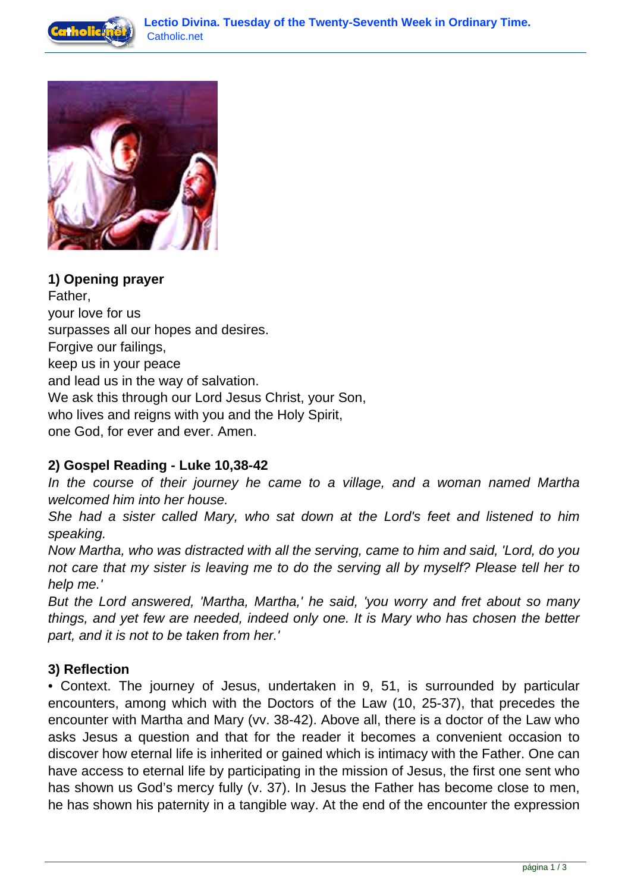### 1) Opening prayer

Father,
your love for us
surpasses all our hopes and desires.
Forgive our failings,
keep us in your peace
and lead us in the way of salvation.
We ask this through our Lord Jesus Christ, your Son,
who lives and reigns with you and the Holy Spirit,
one God, for ever and ever. Amen.

### 2) Gospel Reading - Luke 10,38-42

*In the course of their journey he came to a village, and a woman named Martha welcomed him into her house.*
*She had a sister called Mary, who sat down at the Lord's feet and listened to him speaking.*
*Now Martha, who was distracted with all the serving, came to him and said, 'Lord, do you not care that my sister is leaving me to do the serving all by myself? Please tell her to help me.'*
*But the Lord answered, 'Martha, Martha,' he said, 'you worry and fret about so many things, and yet few are needed, indeed only one. It is Mary who has chosen the better part, and it is not to be taken from her.'*

### 3) Reflection

• Context. The journey of Jesus, undertaken in 9, 51, is surrounded by particular encounters, among which with the Doctors of the Law (10, 25-37), that precedes the encounter with Martha and Mary (vv. 38-42). Above all, there is a doctor of the Law who asks Jesus a question and that for the reader it becomes a convenient occasion to discover how eternal life is inherited or gained which is intimacy with the Father. One can have access to eternal life by participating in the mission of Jesus, the first one sent who has shown us God's mercy fully (v. 37). In Jesus the Father has become close to men, he has shown his paternity in a tangible way. At the end of the encounter the expression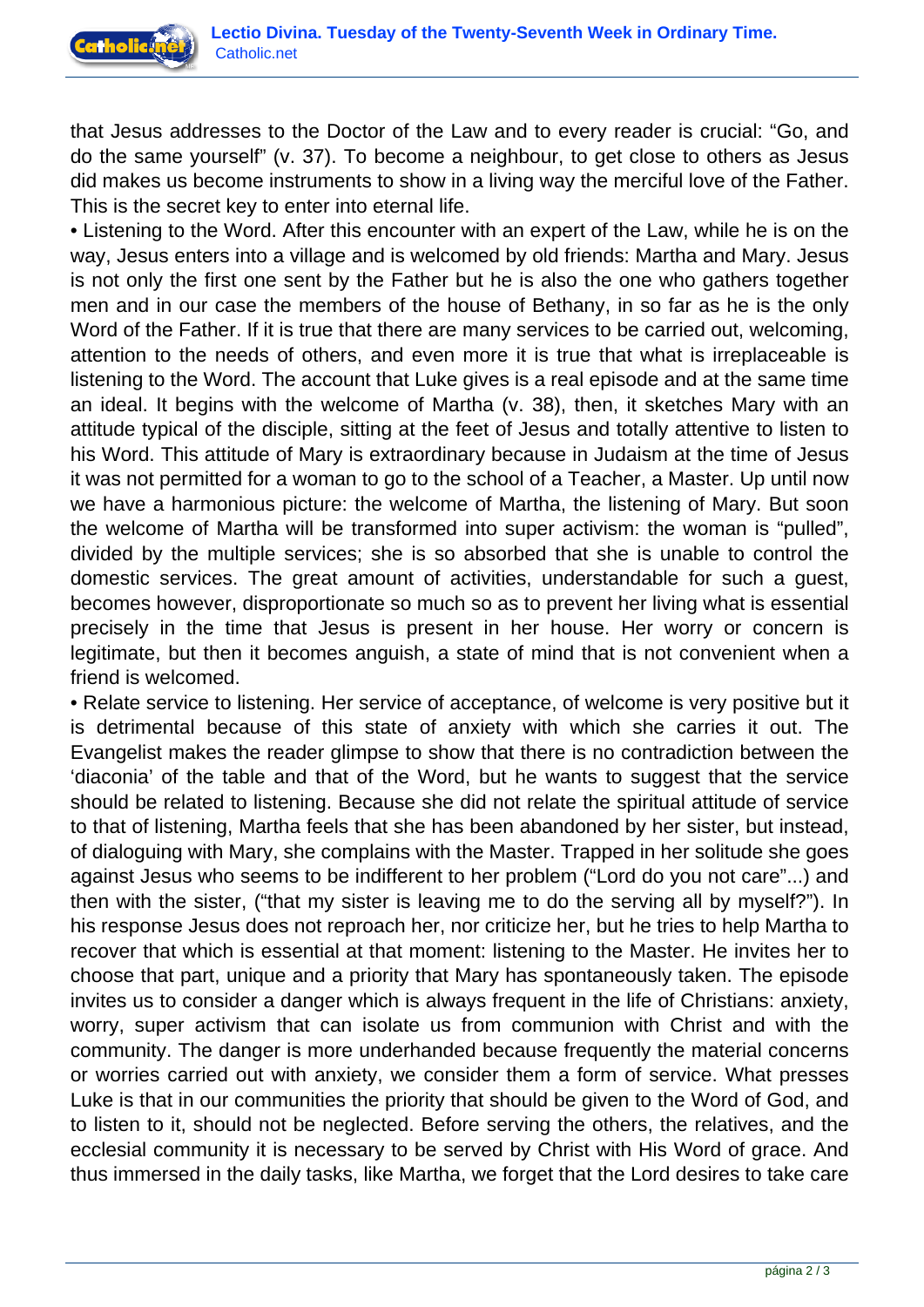that Jesus addresses to the Doctor of the Law and to every reader is crucial: "Go, and do the same yourself" (v. 37). To become a neighbour, to get close to others as Jesus did makes us become instruments to show in a living way the merciful love of the Father. This is the secret key to enter into eternal life.

• Listening to the Word. After this encounter with an expert of the Law, while he is on the way, Jesus enters into a village and is welcomed by old friends: Martha and Mary. Jesus is not only the first one sent by the Father but he is also the one who gathers together men and in our case the members of the house of Bethany, in so far as he is the only Word of the Father. If it is true that there are many services to be carried out, welcoming, attention to the needs of others, and even more it is true that what is irreplaceable is listening to the Word. The account that Luke gives is a real episode and at the same time an ideal. It begins with the welcome of Martha (v. 38), then, it sketches Mary with an attitude typical of the disciple, sitting at the feet of Jesus and totally attentive to listen to his Word. This attitude of Mary is extraordinary because in Judaism at the time of Jesus it was not permitted for a woman to go to the school of a Teacher, a Master. Up until now we have a harmonious picture: the welcome of Martha, the listening of Mary. But soon the welcome of Martha will be transformed into super activism: the woman is "pulled", divided by the multiple services; she is so absorbed that she is unable to control the domestic services. The great amount of activities, understandable for such a guest, becomes however, disproportionate so much so as to prevent her living what is essential precisely in the time that Jesus is present in her house. Her worry or concern is legitimate, but then it becomes anguish, a state of mind that is not convenient when a friend is welcomed.

• Relate service to listening. Her service of acceptance, of welcome is very positive but it is detrimental because of this state of anxiety with which she carries it out. The Evangelist makes the reader glimpse to show that there is no contradiction between the 'diaconia' of the table and that of the Word, but he wants to suggest that the service should be related to listening. Because she did not relate the spiritual attitude of service to that of listening, Martha feels that she has been abandoned by her sister, but instead, of dialoguing with Mary, she complains with the Master. Trapped in her solitude she goes against Jesus who seems to be indifferent to her problem ("Lord do you not care"...) and then with the sister, ("that my sister is leaving me to do the serving all by myself?"). In his response Jesus does not reproach her, nor criticize her, but he tries to help Martha to recover that which is essential at that moment: listening to the Master. He invites her to choose that part, unique and a priority that Mary has spontaneously taken. The episode invites us to consider a danger which is always frequent in the life of Christians: anxiety, worry, super activism that can isolate us from communion with Christ and with the community. The danger is more underhanded because frequently the material concerns or worries carried out with anxiety, we consider them a form of service. What presses Luke is that in our communities the priority that should be given to the Word of God, and to listen to it, should not be neglected. Before serving the others, the relatives, and the ecclesial community it is necessary to be served by Christ with His Word of grace. And thus immersed in the daily tasks, like Martha, we forget that the Lord desires to take care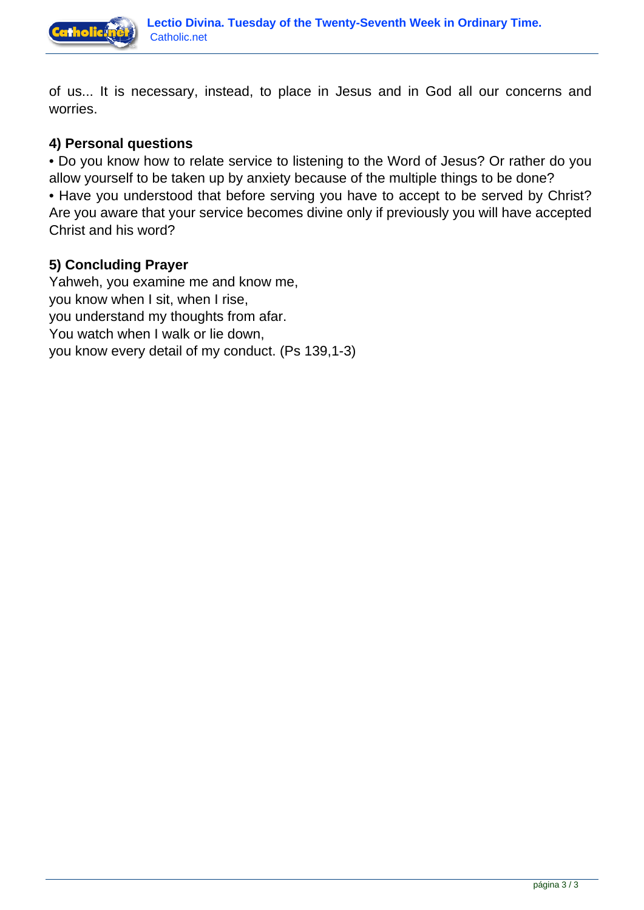of us... It is necessary, instead, to place in Jesus and in God all our concerns and worries.

**4) Personal questions**

• Do you know how to relate service to listening to the Word of Jesus? Or rather do you allow yourself to be taken up by anxiety because of the multiple things to be done?
• Have you understood that before serving you have to accept to be served by Christ? Are you aware that your service becomes divine only if previously you will have accepted Christ and his word?

**5) Concluding Prayer**

Yahweh, you examine me and know me,
you know when I sit, when I rise,
you understand my thoughts from afar.
You watch when I walk or lie down,
you know every detail of my conduct. (Ps 139,1-3)